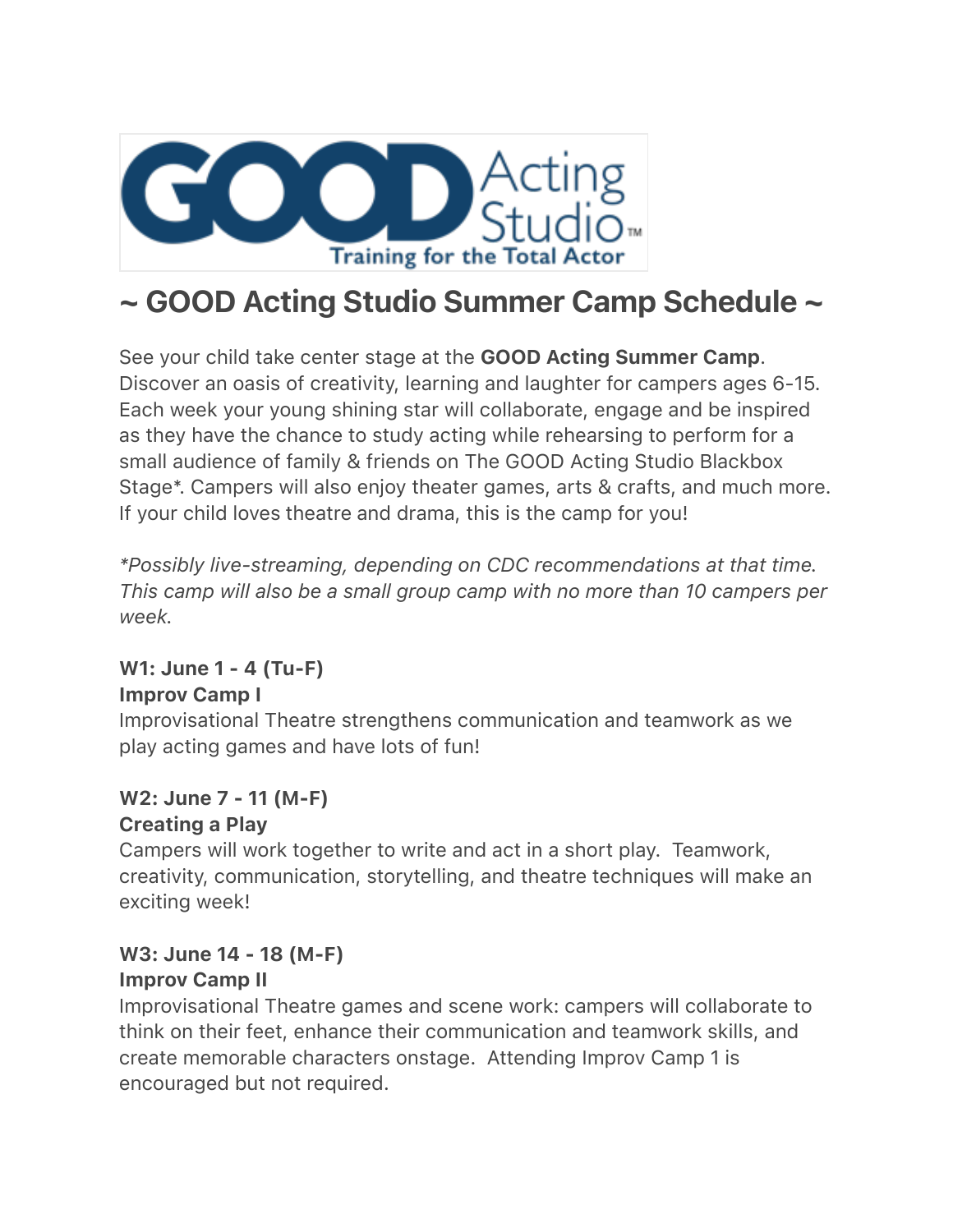GOOD Acting Studio
Training for the Total Actor

# ~ GOOD Acting Studio Summer Camp Schedule ~

See your child take center stage at the **GOOD Acting Summer Camp**. Discover an oasis of creativity, learning and laughter for campers ages 6-15. Each week your young shining star will collaborate, engage and be inspired as they have the chance to study acting while rehearsing to perform for a small audience of family & friends on The GOOD Acting Studio Blackbox Stage*. Campers will also enjoy theater games, arts & crafts, and much more. If your child loves theatre and drama, this is the camp for you!

*\*Possibly live-streaming, depending on CDC recommendations at that time. This camp will also be a small group camp with no more than 10 campers per week.*

**W1: June 1 - 4 (Tu-F)**
**Improv Camp I**
Improvisational Theatre strengthens communication and teamwork as we play acting games and have lots of fun!

**W2: June 7 - 11 (M-F)**
**Creating a Play**
Campers will work together to write and act in a short play. Teamwork, creativity, communication, storytelling, and theatre techniques will make an exciting week!

**W3: June 14 - 18 (M-F)**
**Improv Camp II**
Improvisational Theatre games and scene work: campers will collaborate to think on their feet, enhance their communication and teamwork skills, and create memorable characters onstage. Attending Improv Camp 1 is encouraged but not required.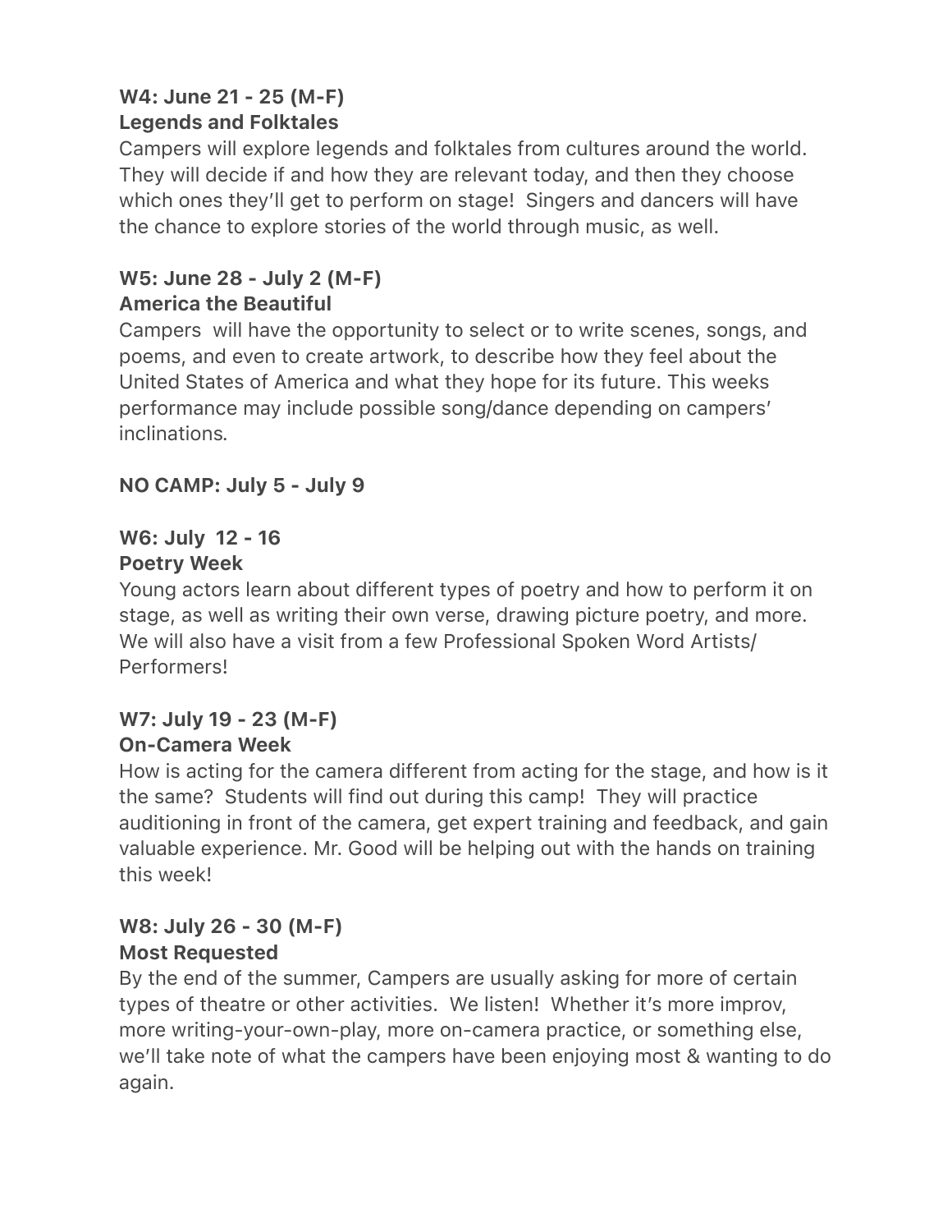**W4: June 21 - 25 (M-F)**
**Legends and Folktales**

Campers will explore legends and folktales from cultures around the world. They will decide if and how they are relevant today, and then they choose which ones they'll get to perform on stage!  Singers and dancers will have the chance to explore stories of the world through music, as well.

**W5: June 28 - July 2 (M-F)**
**America the Beautiful**

Campers  will have the opportunity to select or to write scenes, songs, and poems, and even to create artwork, to describe how they feel about the United States of America and what they hope for its future. This weeks performance may include possible song/dance depending on campers' inclinations.

**NO CAMP: July 5 - July 9**

**W6: July  12 - 16**
**Poetry Week**

Young actors learn about different types of poetry and how to perform it on stage, as well as writing their own verse, drawing picture poetry, and more. We will also have a visit from a few Professional Spoken Word Artists/ Performers!

**W7: July 19 - 23 (M-F)**
**On-Camera Week**

How is acting for the camera different from acting for the stage, and how is it the same?  Students will find out during this camp!  They will practice auditioning in front of the camera, get expert training and feedback, and gain valuable experience. Mr. Good will be helping out with the hands on training this week!

**W8: July 26 - 30 (M-F)**
**Most Requested**

By the end of the summer, Campers are usually asking for more of certain types of theatre or other activities.  We listen!  Whether it's more improv, more writing-your-own-play, more on-camera practice, or something else, we'll take note of what the campers have been enjoying most & wanting to do again.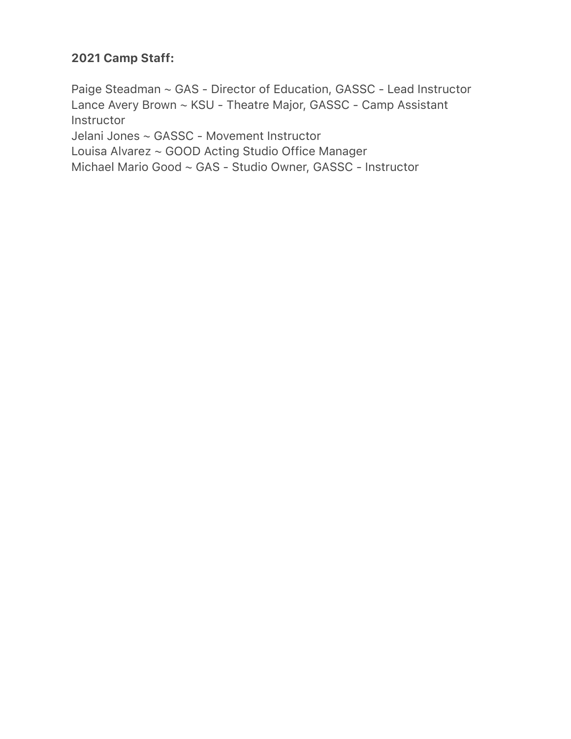**2021 Camp Staff:**

Paige Steadman ~ GAS - Director of Education, GASSC - Lead Instructor
Lance Avery Brown ~ KSU - Theatre Major, GASSC - Camp Assistant Instructor
Jelani Jones ~ GASSC - Movement Instructor
Louisa Alvarez ~ GOOD Acting Studio Office Manager
Michael Mario Good ~ GAS - Studio Owner, GASSC - Instructor